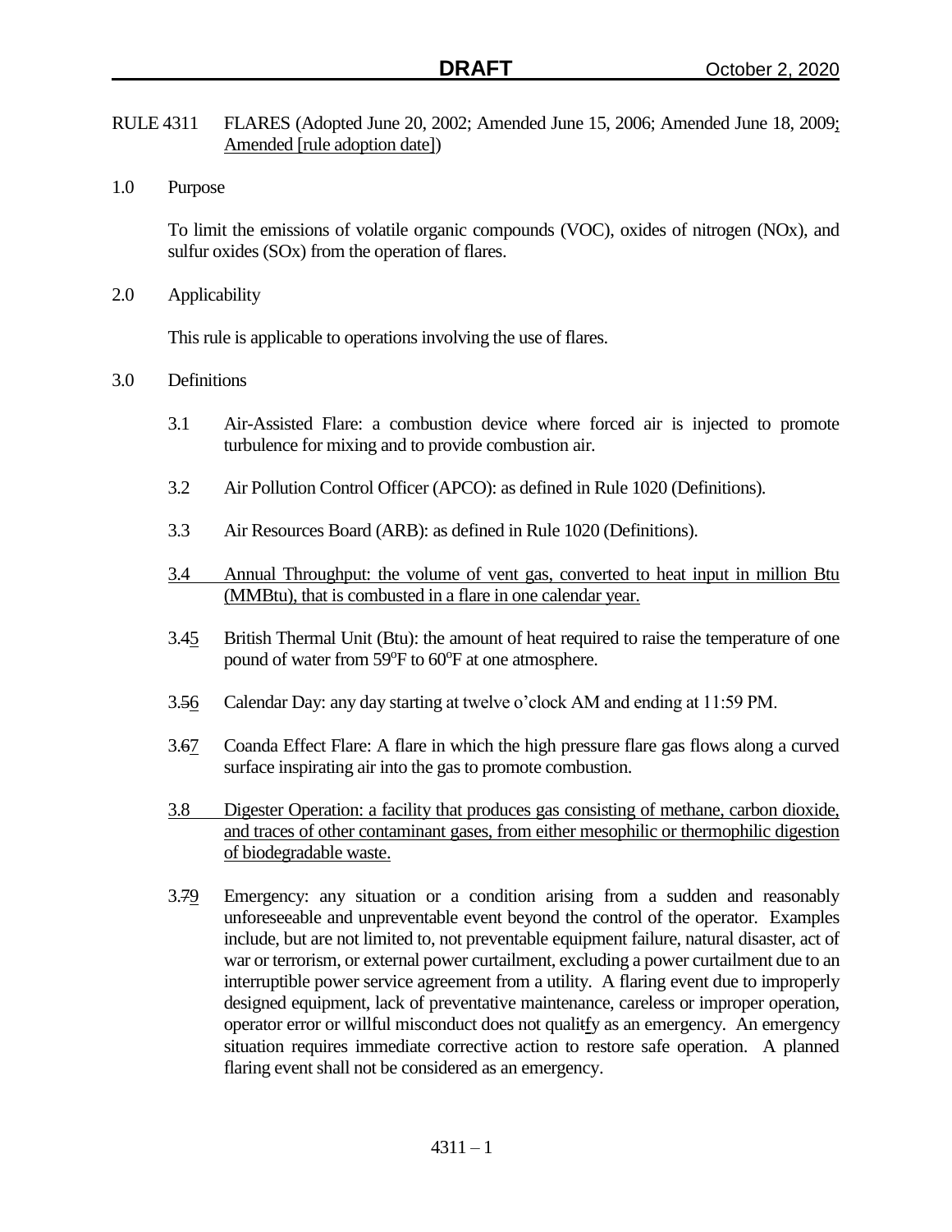**DRAFT** October 2, 2020

RULE 4311 FLARES (Adopted June 20, 2002; Amended June 15, 2006; Amended June 18, 2009; Amended [rule adoption date])

1.0 Purpose

To limit the emissions of volatile organic compounds (VOC), oxides of nitrogen (NOx), and sulfur oxides (SOx) from the operation of flares.

2.0 Applicability

This rule is applicable to operations involving the use of flares.

3.0 Definitions

3.1 Air-Assisted Flare: a combustion device where forced air is injected to promote turbulence for mixing and to provide combustion air.

3.2 Air Pollution Control Officer (APCO): as defined in Rule 1020 (Definitions).

3.3 Air Resources Board (ARB): as defined in Rule 1020 (Definitions).

3.4 Annual Throughput: the volume of vent gas, converted to heat input in million Btu (MMBtu), that is combusted in a flare in one calendar year.

3.45 British Thermal Unit (Btu): the amount of heat required to raise the temperature of one pound of water from 59°F to 60°F at one atmosphere.

3.56 Calendar Day: any day starting at twelve o'clock AM and ending at 11:59 PM.

3.67 Coanda Effect Flare: A flare in which the high pressure flare gas flows along a curved surface inspirating air into the gas to promote combustion.

3.8 Digester Operation: a facility that produces gas consisting of methane, carbon dioxide, and traces of other contaminant gases, from either mesophilic or thermophilic digestion of biodegradable waste.

3.79 Emergency: any situation or a condition arising from a sudden and reasonably unforeseeable and unpreventable event beyond the control of the operator. Examples include, but are not limited to, not preventable equipment failure, natural disaster, act of war or terrorism, or external power curtailment, excluding a power curtailment due to an interruptible power service agreement from a utility. A flaring event due to improperly designed equipment, lack of preventative maintenance, careless or improper operation, operator error or willful misconduct does not qualitfy as an emergency. An emergency situation requires immediate corrective action to restore safe operation. A planned flaring event shall not be considered as an emergency.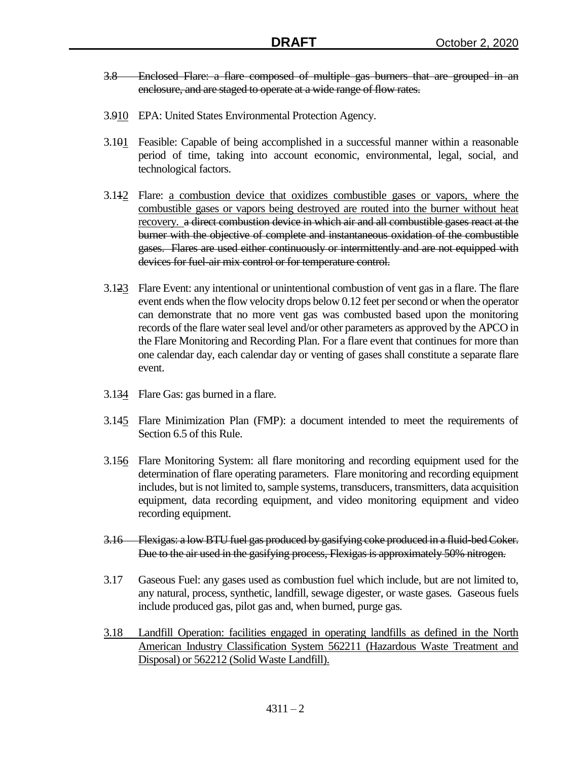~~3.8 Enclosed Flare: a flare composed of multiple gas burners that are grouped in an enclosure, and are staged to operate at a wide range of flow rates.~~

3.~~9~~<u>10</u> EPA: United States Environmental Protection Agency.

3.1~~0~~<u>1</u> Feasible: Capable of being accomplished in a successful manner within a reasonable period of time, taking into account economic, environmental, legal, social, and technological factors.

3.1~~1~~<u>2</u> Flare: <u>a combustion device that oxidizes combustible gases or vapors, where the combustible gases or vapors being destroyed are routed into the burner without heat recovery.</u> ~~a direct combustion device in which air and all combustible gases react at the burner with the objective of complete and instantaneous oxidation of the combustible gases. Flares are used either continuously or intermittently and are not equipped with devices for fuel-air mix control or for temperature control.~~

3.1~~2~~<u>3</u> Flare Event: any intentional or unintentional combustion of vent gas in a flare. The flare event ends when the flow velocity drops below 0.12 feet per second or when the operator can demonstrate that no more vent gas was combusted based upon the monitoring records of the flare water seal level and/or other parameters as approved by the APCO in the Flare Monitoring and Recording Plan. For a flare event that continues for more than one calendar day, each calendar day or venting of gases shall constitute a separate flare event.

3.1~~3~~<u>4</u> Flare Gas: gas burned in a flare.

3.1~~4~~<u>5</u> Flare Minimization Plan (FMP): a document intended to meet the requirements of Section 6.5 of this Rule.

3.1~~5~~<u>6</u> Flare Monitoring System: all flare monitoring and recording equipment used for the determination of flare operating parameters. Flare monitoring and recording equipment includes, but is not limited to, sample systems, transducers, transmitters, data acquisition equipment, data recording equipment, and video monitoring equipment and video recording equipment.

~~3.16 Flexigas: a low BTU fuel gas produced by gasifying coke produced in a fluid-bed Coker. Due to the air used in the gasifying process, Flexigas is approximately 50% nitrogen.~~

3.17 Gaseous Fuel: any gases used as combustion fuel which include, but are not limited to, any natural, process, synthetic, landfill, sewage digester, or waste gases. Gaseous fuels include produced gas, pilot gas and, when burned, purge gas.

<u>3.18 Landfill Operation: facilities engaged in operating landfills as defined in the North American Industry Classification System 562211 (Hazardous Waste Treatment and Disposal) or 562212 (Solid Waste Landfill).</u>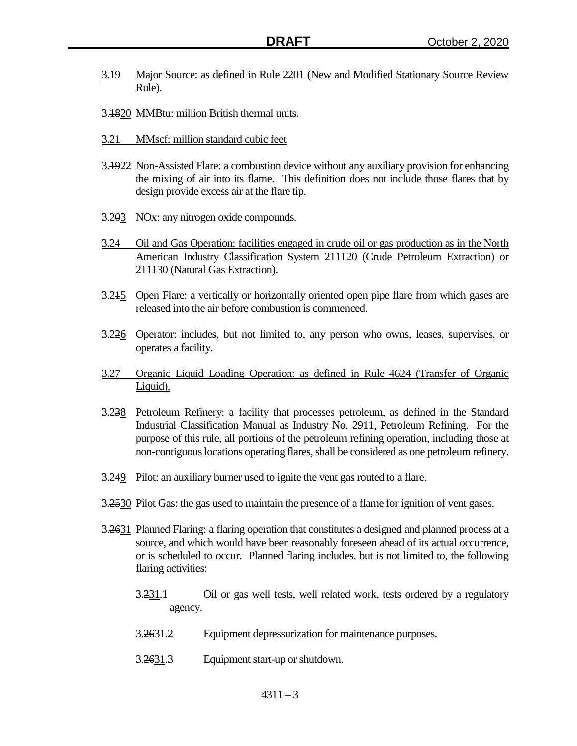3.19 Major Source: as defined in Rule 2201 (New and Modified Stationary Source Review Rule).

3.1820 MMBtu: million British thermal units.

3.21 MMscf: million standard cubic feet

3.1922 Non-Assisted Flare: a combustion device without any auxiliary provision for enhancing the mixing of air into its flame. This definition does not include those flares that by design provide excess air at the flare tip.

3.203 NOx: any nitrogen oxide compounds.

3.24 Oil and Gas Operation: facilities engaged in crude oil or gas production as in the North American Industry Classification System 211120 (Crude Petroleum Extraction) or 211130 (Natural Gas Extraction).

3.215 Open Flare: a vertically or horizontally oriented open pipe flare from which gases are released into the air before combustion is commenced.

3.226 Operator: includes, but not limited to, any person who owns, leases, supervises, or operates a facility.

3.27 Organic Liquid Loading Operation: as defined in Rule 4624 (Transfer of Organic Liquid).

3.238 Petroleum Refinery: a facility that processes petroleum, as defined in the Standard Industrial Classification Manual as Industry No. 2911, Petroleum Refining. For the purpose of this rule, all portions of the petroleum refining operation, including those at non-contiguous locations operating flares, shall be considered as one petroleum refinery.

3.249 Pilot: an auxiliary burner used to ignite the vent gas routed to a flare.

3.2530 Pilot Gas: the gas used to maintain the presence of a flame for ignition of vent gases.

3.2631 Planned Flaring: a flaring operation that constitutes a designed and planned process at a source, and which would have been reasonably foreseen ahead of its actual occurrence, or is scheduled to occur. Planned flaring includes, but is not limited to, the following flaring activities:

3.231.1 Oil or gas well tests, well related work, tests ordered by a regulatory agency.

3.2631.2 Equipment depressurization for maintenance purposes.

3.2631.3 Equipment start-up or shutdown.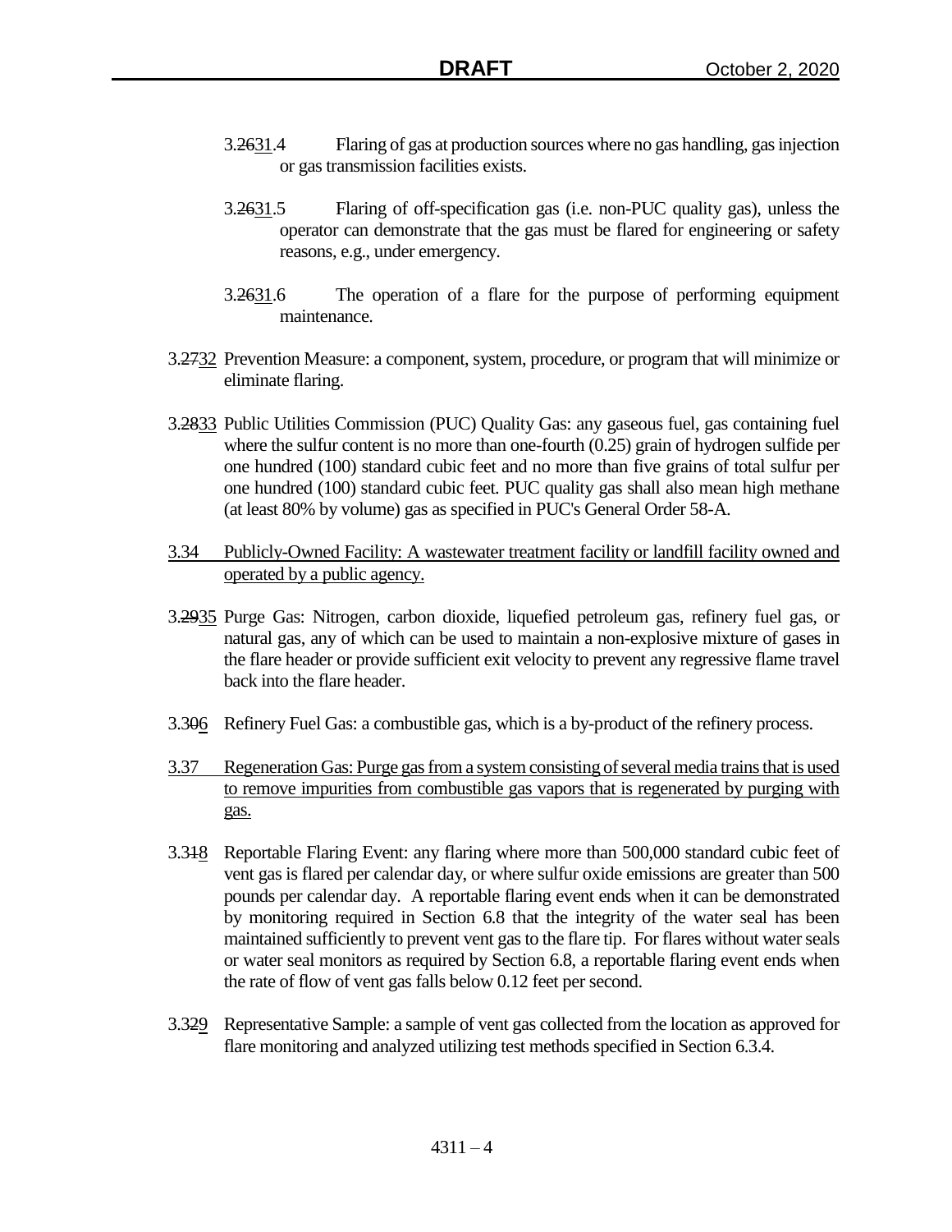3.~~26~~31.4 Flaring of gas at production sources where no gas handling, gas injection or gas transmission facilities exists.

3.~~26~~31.5 Flaring of off-specification gas (i.e. non-PUC quality gas), unless the operator can demonstrate that the gas must be flared for engineering or safety reasons, e.g., under emergency.

3.~~26~~31.6 The operation of a flare for the purpose of performing equipment maintenance.

3.~~27~~32 Prevention Measure: a component, system, procedure, or program that will minimize or eliminate flaring.

3.~~28~~33 Public Utilities Commission (PUC) Quality Gas: any gaseous fuel, gas containing fuel where the sulfur content is no more than one-fourth (0.25) grain of hydrogen sulfide per one hundred (100) standard cubic feet and no more than five grains of total sulfur per one hundred (100) standard cubic feet. PUC quality gas shall also mean high methane (at least 80% by volume) gas as specified in PUC's General Order 58-A.

3.34 Publicly-Owned Facility: A wastewater treatment facility or landfill facility owned and operated by a public agency.

3.~~29~~35 Purge Gas: Nitrogen, carbon dioxide, liquefied petroleum gas, refinery fuel gas, or natural gas, any of which can be used to maintain a non-explosive mixture of gases in the flare header or provide sufficient exit velocity to prevent any regressive flame travel back into the flare header.

3.3~~0~~6 Refinery Fuel Gas: a combustible gas, which is a by-product of the refinery process.

3.37 Regeneration Gas: Purge gas from a system consisting of several media trains that is used to remove impurities from combustible gas vapors that is regenerated by purging with gas.

3.3~~1~~8 Reportable Flaring Event: any flaring where more than 500,000 standard cubic feet of vent gas is flared per calendar day, or where sulfur oxide emissions are greater than 500 pounds per calendar day. A reportable flaring event ends when it can be demonstrated by monitoring required in Section 6.8 that the integrity of the water seal has been maintained sufficiently to prevent vent gas to the flare tip. For flares without water seals or water seal monitors as required by Section 6.8, a reportable flaring event ends when the rate of flow of vent gas falls below 0.12 feet per second.

3.3~~2~~9 Representative Sample: a sample of vent gas collected from the location as approved for flare monitoring and analyzed utilizing test methods specified in Section 6.3.4.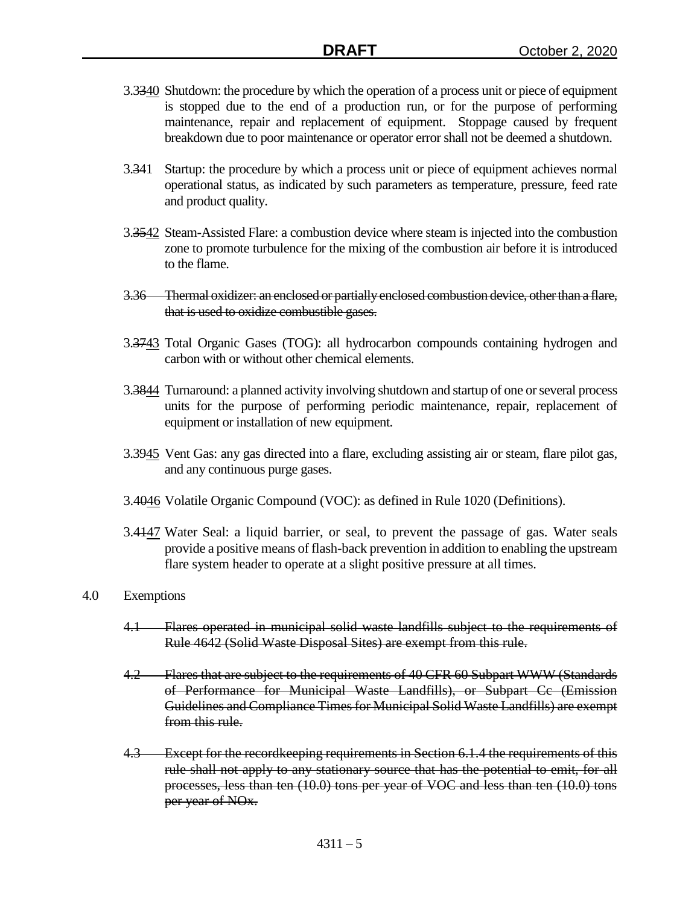3.~~33~~40 Shutdown: the procedure by which the operation of a process unit or piece of equipment is stopped due to the end of a production run, or for the purpose of performing maintenance, repair and replacement of equipment. Stoppage caused by frequent breakdown due to poor maintenance or operator error shall not be deemed a shutdown.

3.~~3~~41 Startup: the procedure by which a process unit or piece of equipment achieves normal operational status, as indicated by such parameters as temperature, pressure, feed rate and product quality.

3.~~35~~42 Steam-Assisted Flare: a combustion device where steam is injected into the combustion zone to promote turbulence for the mixing of the combustion air before it is introduced to the flame.

~~3.36 Thermal oxidizer: an enclosed or partially enclosed combustion device, other than a flare, that is used to oxidize combustible gases.~~

3.~~37~~43 Total Organic Gases (TOG): all hydrocarbon compounds containing hydrogen and carbon with or without other chemical elements.

3.~~38~~44 Turnaround: a planned activity involving shutdown and startup of one or several process units for the purpose of performing periodic maintenance, repair, replacement of equipment or installation of new equipment.

3.~~39~~45 Vent Gas: any gas directed into a flare, excluding assisting air or steam, flare pilot gas, and any continuous purge gases.

3.~~40~~46 Volatile Organic Compound (VOC): as defined in Rule 1020 (Definitions).

3.~~41~~47 Water Seal: a liquid barrier, or seal, to prevent the passage of gas. Water seals provide a positive means of flash-back prevention in addition to enabling the upstream flare system header to operate at a slight positive pressure at all times.

4.0 Exemptions

~~4.1 Flares operated in municipal solid waste landfills subject to the requirements of Rule 4642 (Solid Waste Disposal Sites) are exempt from this rule.~~

~~4.2 Flares that are subject to the requirements of 40 CFR 60 Subpart WWW (Standards of Performance for Municipal Waste Landfills), or Subpart Cc (Emission Guidelines and Compliance Times for Municipal Solid Waste Landfills) are exempt from this rule.~~

~~4.3 Except for the recordkeeping requirements in Section 6.1.4 the requirements of this rule shall not apply to any stationary source that has the potential to emit, for all processes, less than ten (10.0) tons per year of VOC and less than ten (10.0) tons per year of NOx.~~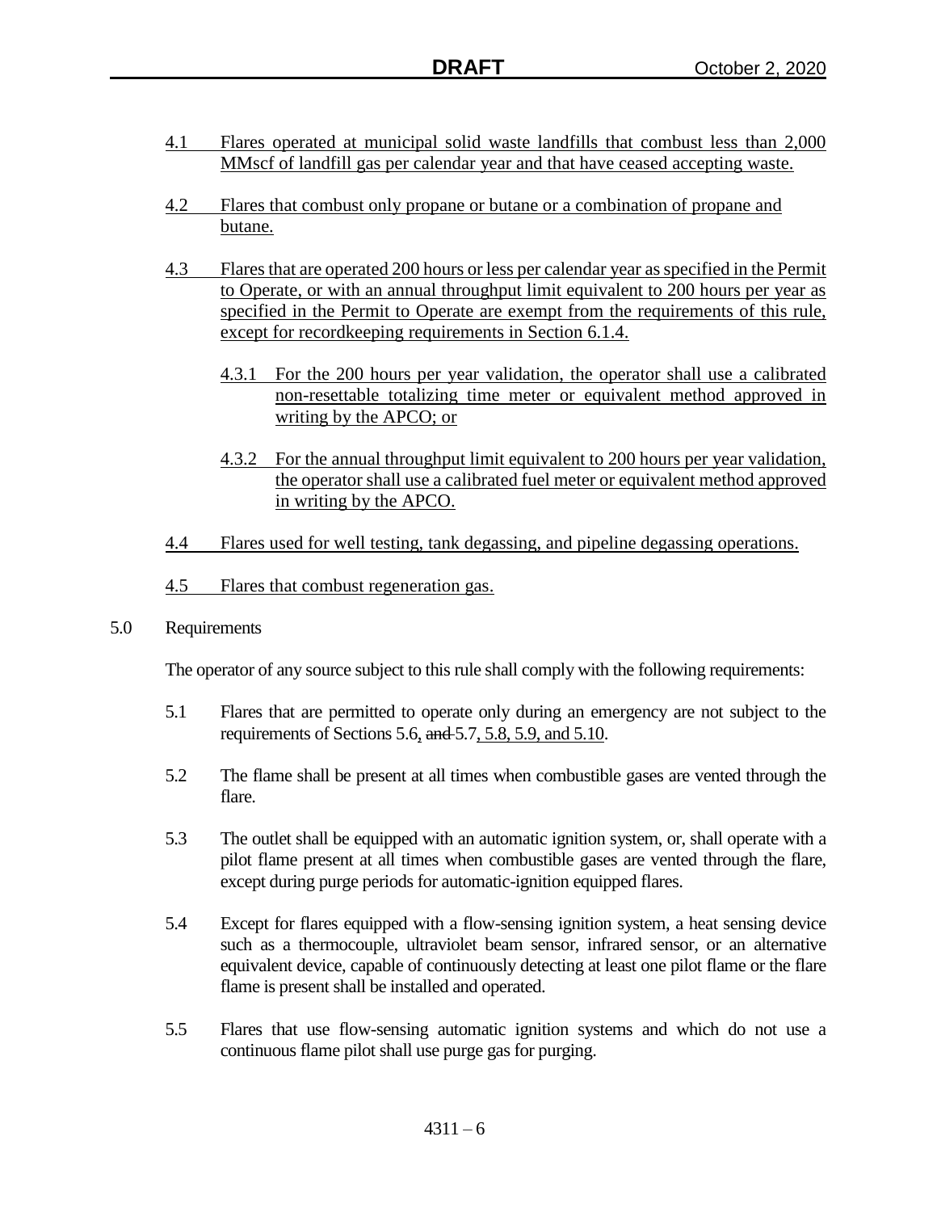4.1 Flares operated at municipal solid waste landfills that combust less than 2,000 MMscf of landfill gas per calendar year and that have ceased accepting waste.

4.2 Flares that combust only propane or butane or a combination of propane and butane.

4.3 Flares that are operated 200 hours or less per calendar year as specified in the Permit to Operate, or with an annual throughput limit equivalent to 200 hours per year as specified in the Permit to Operate are exempt from the requirements of this rule, except for recordkeeping requirements in Section 6.1.4.

   4.3.1 For the 200 hours per year validation, the operator shall use a calibrated non-resettable totalizing time meter or equivalent method approved in writing by the APCO; or

   4.3.2 For the annual throughput limit equivalent to 200 hours per year validation, the operator shall use a calibrated fuel meter or equivalent method approved in writing by the APCO.

4.4 Flares used for well testing, tank degassing, and pipeline degassing operations.

4.5 Flares that combust regeneration gas.

## 5.0 Requirements

The operator of any source subject to this rule shall comply with the following requirements:

5.1 Flares that are permitted to operate only during an emergency are not subject to the requirements of Sections 5.6, ~~and~~ 5.7, 5.8, 5.9, and 5.10.

5.2 The flame shall be present at all times when combustible gases are vented through the flare.

5.3 The outlet shall be equipped with an automatic ignition system, or, shall operate with a pilot flame present at all times when combustible gases are vented through the flare, except during purge periods for automatic-ignition equipped flares.

5.4 Except for flares equipped with a flow-sensing ignition system, a heat sensing device such as a thermocouple, ultraviolet beam sensor, infrared sensor, or an alternative equivalent device, capable of continuously detecting at least one pilot flame or the flare flame is present shall be installed and operated.

5.5 Flares that use flow-sensing automatic ignition systems and which do not use a continuous flame pilot shall use purge gas for purging.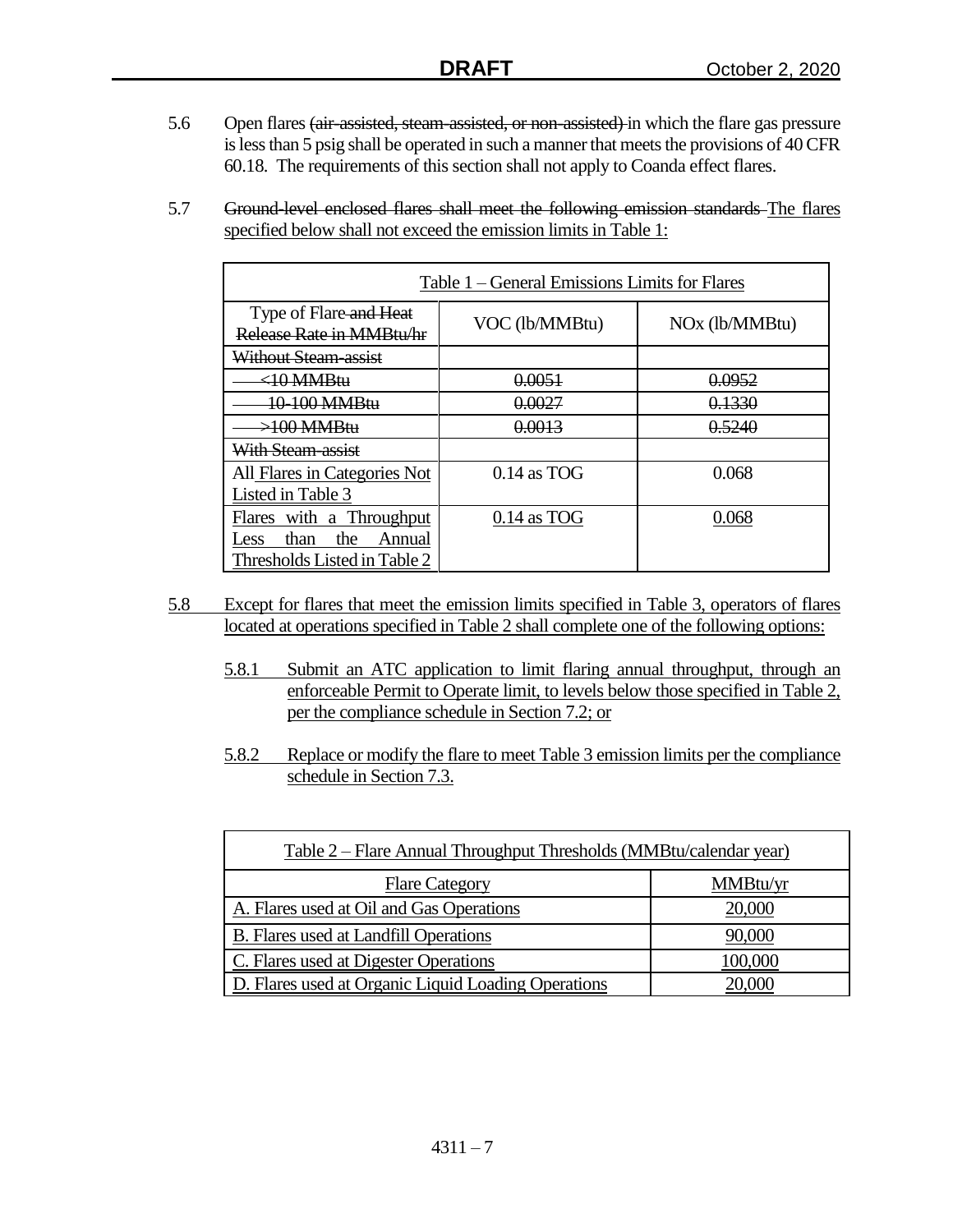5.6 Open flares ~~(air-assisted, steam-assisted, or non-assisted)~~ in which the flare gas pressure is less than 5 psig shall be operated in such a manner that meets the provisions of 40 CFR 60.18. The requirements of this section shall not apply to Coanda effect flares.

5.7 ~~Ground-level enclosed flares shall meet the following emission standards~~ The flares specified below shall not exceed the emission limits in Table 1:

| Table 1 – General Emissions Limits for Flares | | |
|---|---|---|
| Type of Flare ~~and Heat Release Rate in MMBtu/hr~~ | VOC (lb/MMBtu) | NOx (lb/MMBtu) |
| ~~Without Steam-assist~~ | | |
| ~~<10 MMBtu~~ | ~~0.0051~~ | ~~0.0952~~ |
| ~~10-100 MMBtu~~ | ~~0.0027~~ | ~~0.1330~~ |
| ~~>100 MMBtu~~ | ~~0.0013~~ | ~~0.5240~~ |
| ~~With Steam-assist~~ | | |
| All Flares in Categories Not Listed in Table 3 | 0.14 as TOG | 0.068 |
| Flares with a Throughput Less than the Annual Thresholds Listed in Table 2 | 0.14 as TOG | 0.068 |

5.8 Except for flares that meet the emission limits specified in Table 3, operators of flares located at operations specified in Table 2 shall complete one of the following options:

5.8.1 Submit an ATC application to limit flaring annual throughput, through an enforceable Permit to Operate limit, to levels below those specified in Table 2, per the compliance schedule in Section 7.2; or

5.8.2 Replace or modify the flare to meet Table 3 emission limits per the compliance schedule in Section 7.3.

| Table 2 – Flare Annual Throughput Thresholds (MMBtu/calendar year) | |
|---|---|
| Flare Category | MMBtu/yr |
| A. Flares used at Oil and Gas Operations | 20,000 |
| B. Flares used at Landfill Operations | 90,000 |
| C. Flares used at Digester Operations | 100,000 |
| D. Flares used at Organic Liquid Loading Operations | 20,000 |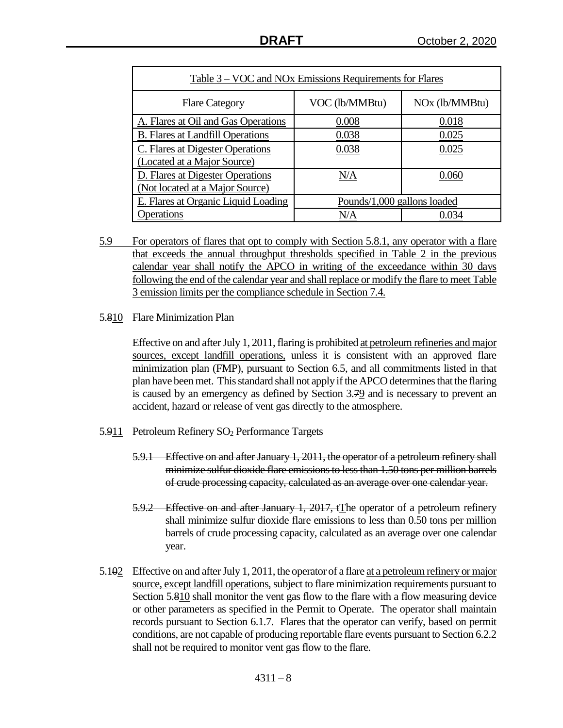| Table 3 – VOC and NOx Emissions Requirements for Flares | | |
|---|---|---|
| Flare Category | VOC (lb/MMBtu) | NOx (lb/MMBtu) |
| A. Flares at Oil and Gas Operations | 0.008 | 0.018 |
| B. Flares at Landfill Operations | 0.038 | 0.025 |
| C. Flares at Digester Operations (Located at a Major Source) | 0.038 | 0.025 |
| D. Flares at Digester Operations (Not located at a Major Source) | N/A | 0.060 |
| E. Flares at Organic Liquid Loading Operations | Pounds/1,000 gallons loaded | |
| | N/A | 0.034 |

5.9 For operators of flares that opt to comply with Section 5.8.1, any operator with a flare that exceeds the annual throughput thresholds specified in Table 2 in the previous calendar year shall notify the APCO in writing of the exceedance within 30 days following the end of the calendar year and shall replace or modify the flare to meet Table 3 emission limits per the compliance schedule in Section 7.4.

5.~~8~~10 Flare Minimization Plan

Effective on and after July 1, 2011, flaring is prohibited at petroleum refineries and major sources, except landfill operations, unless it is consistent with an approved flare minimization plan (FMP), pursuant to Section 6.5, and all commitments listed in that plan have been met. This standard shall not apply if the APCO determines that the flaring is caused by an emergency as defined by Section 3.~~7~~9 and is necessary to prevent an accident, hazard or release of vent gas directly to the atmosphere.

5.~~9~~11 Petroleum Refinery $SO_2$ Performance Targets

~~5.9.1 Effective on and after January 1, 2011, the operator of a petroleum refinery shall minimize sulfur dioxide flare emissions to less than 1.50 tons per million barrels of crude processing capacity, calculated as an average over one calendar year.~~

~~5.9.2 Effective on and after January 1, 2017, t~~The operator of a petroleum refinery shall minimize sulfur dioxide flare emissions to less than 0.50 tons per million barrels of crude processing capacity, calculated as an average over one calendar year.

5.1~~0~~2 Effective on and after July 1, 2011, the operator of a flare at a petroleum refinery or major source, except landfill operations, subject to flare minimization requirements pursuant to Section 5.~~8~~10 shall monitor the vent gas flow to the flare with a flow measuring device or other parameters as specified in the Permit to Operate. The operator shall maintain records pursuant to Section 6.1.7. Flares that the operator can verify, based on permit conditions, are not capable of producing reportable flare events pursuant to Section 6.2.2 shall not be required to monitor vent gas flow to the flare.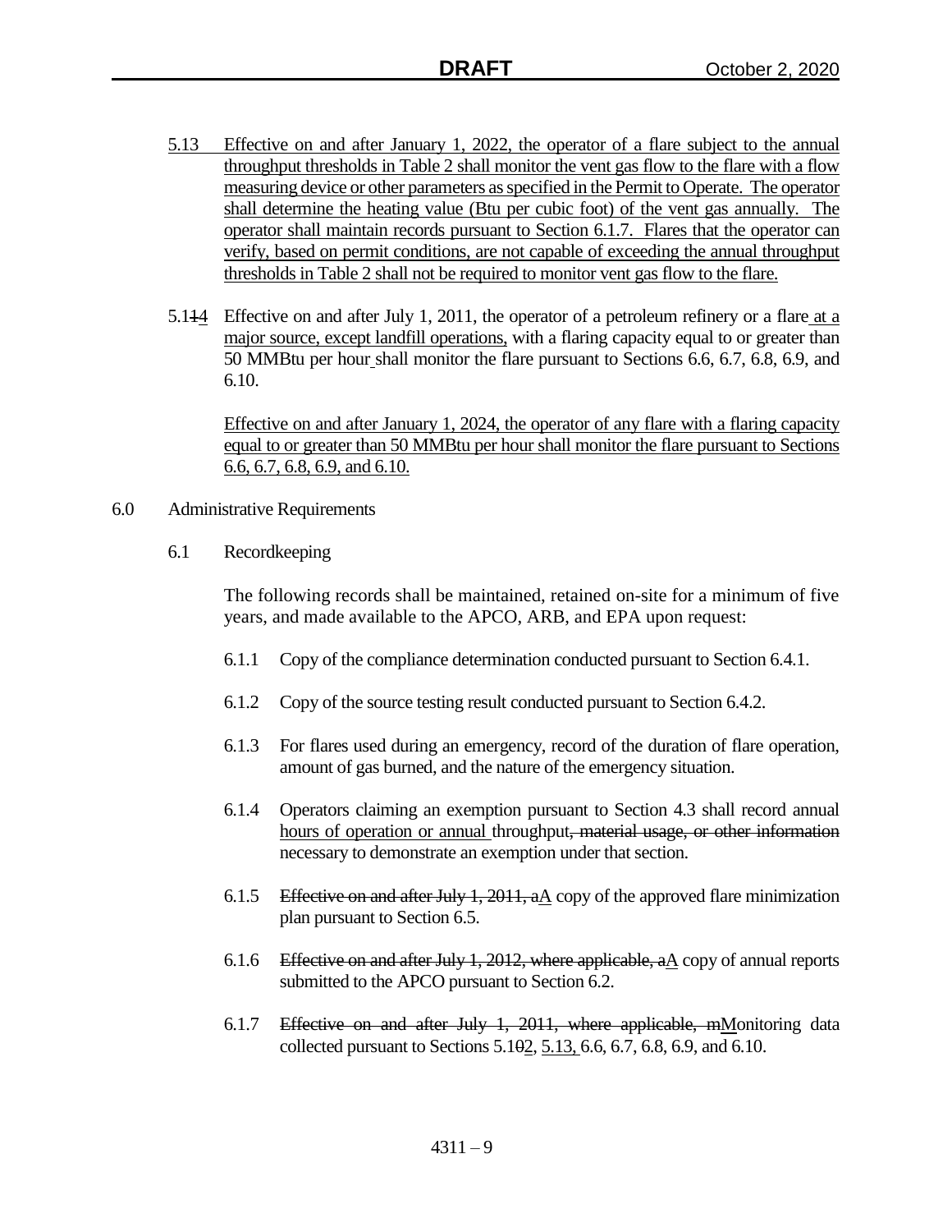5.13 Effective on and after January 1, 2022, the operator of a flare subject to the annual throughput thresholds in Table 2 shall monitor the vent gas flow to the flare with a flow measuring device or other parameters as specified in the Permit to Operate. The operator shall determine the heating value (Btu per cubic foot) of the vent gas annually. The operator shall maintain records pursuant to Section 6.1.7. Flares that the operator can verify, based on permit conditions, are not capable of exceeding the annual throughput thresholds in Table 2 shall not be required to monitor vent gas flow to the flare.

5.114 Effective on and after July 1, 2011, the operator of a petroleum refinery or a flare at a major source, except landfill operations, with a flaring capacity equal to or greater than 50 MMBtu per hour shall monitor the flare pursuant to Sections 6.6, 6.7, 6.8, 6.9, and 6.10.

Effective on and after January 1, 2024, the operator of any flare with a flaring capacity equal to or greater than 50 MMBtu per hour shall monitor the flare pursuant to Sections 6.6, 6.7, 6.8, 6.9, and 6.10.

## 6.0 Administrative Requirements

### 6.1 Recordkeeping

The following records shall be maintained, retained on-site for a minimum of five years, and made available to the APCO, ARB, and EPA upon request:

6.1.1 Copy of the compliance determination conducted pursuant to Section 6.4.1.

6.1.2 Copy of the source testing result conducted pursuant to Section 6.4.2.

6.1.3 For flares used during an emergency, record of the duration of flare operation, amount of gas burned, and the nature of the emergency situation.

6.1.4 Operators claiming an exemption pursuant to Section 4.3 shall record annual hours of operation or annual throughput~~, material usage, or other information~~ necessary to demonstrate an exemption under that section.

6.1.5 ~~Effective on and after July 1, 2011, a~~A copy of the approved flare minimization plan pursuant to Section 6.5.

6.1.6 ~~Effective on and after July 1, 2012, where applicable, a~~A copy of annual reports submitted to the APCO pursuant to Section 6.2.

6.1.7 ~~Effective on and after July 1, 2011, where applicable, m~~Monitoring data collected pursuant to Sections 5.1~~0~~2, 5.13, 6.6, 6.7, 6.8, 6.9, and 6.10.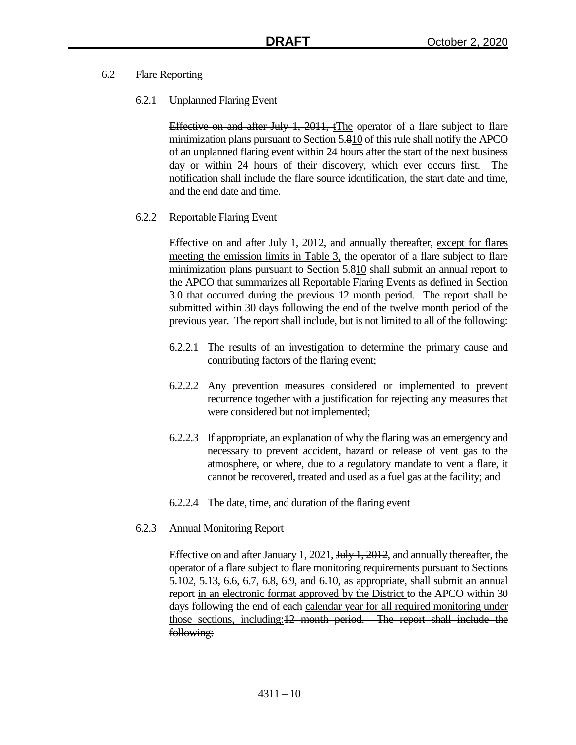6.2 Flare Reporting

6.2.1 Unplanned Flaring Event

~~Effective on and after July 1, 2011, t~~<u>T</u>he operator of a flare subject to flare minimization plans pursuant to Section 5.~~8~~<u>10</u> of this rule shall notify the APCO of an unplanned flaring event within 24 hours after the start of the next business day or within 24 hours of their discovery, which~~–~~ever occurs first. The notification shall include the flare source identification, the start date and time, and the end date and time.

6.2.2 Reportable Flaring Event

Effective on and after July 1, 2012, and annually thereafter, <u>except for flares meeting the emission limits in Table 3,</u> the operator of a flare subject to flare minimization plans pursuant to Section 5.~~8~~<u>10</u> shall submit an annual report to the APCO that summarizes all Reportable Flaring Events as defined in Section 3.0 that occurred during the previous 12 month period. The report shall be submitted within 30 days following the end of the twelve month period of the previous year. The report shall include, but is not limited to all of the following:

6.2.2.1 The results of an investigation to determine the primary cause and contributing factors of the flaring event;

6.2.2.2 Any prevention measures considered or implemented to prevent recurrence together with a justification for rejecting any measures that were considered but not implemented;

6.2.2.3 If appropriate, an explanation of why the flaring was an emergency and necessary to prevent accident, hazard or release of vent gas to the atmosphere, or where, due to a regulatory mandate to vent a flare, it cannot be recovered, treated and used as a fuel gas at the facility; and

6.2.2.4 The date, time, and duration of the flaring event

6.2.3 Annual Monitoring Report

Effective on and after <u>January 1, 2021,</u> ~~July 1, 2012~~, and annually thereafter, the operator of a flare subject to flare monitoring requirements pursuant to Sections 5.1~~0~~<u>2</u>, <u>5.13,</u> 6.6, 6.7, 6.8, 6.9, and 6.10~~,~~ as appropriate, shall submit an annual report <u>in an electronic format approved by the District</u> to the APCO within 30 days following the end of each <u>calendar year for all required monitoring under those sections, including:</u>~~12 month period. The report shall include the following:~~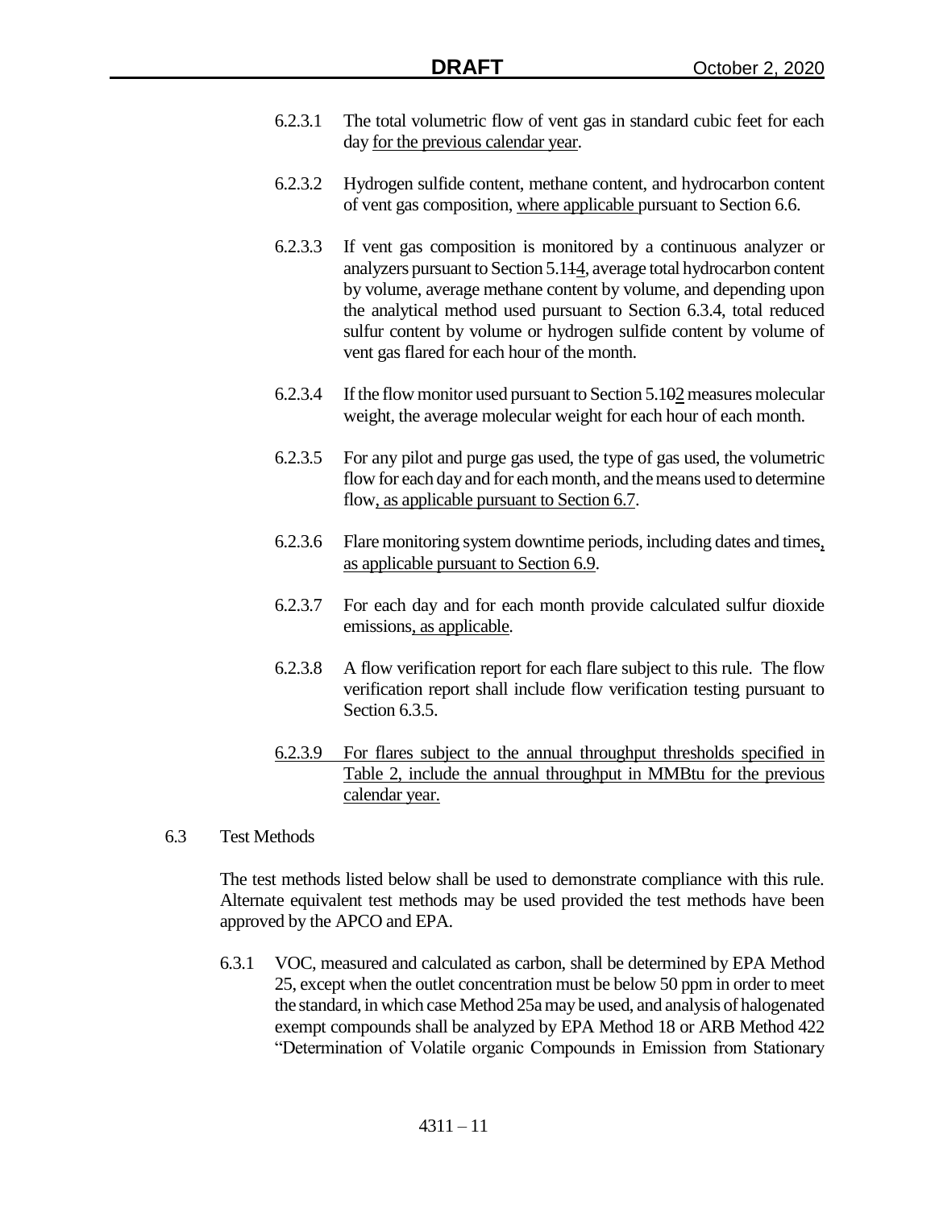6.2.3.1 The total volumetric flow of vent gas in standard cubic feet for each day for the previous calendar year.

6.2.3.2 Hydrogen sulfide content, methane content, and hydrocarbon content of vent gas composition, where applicable pursuant to Section 6.6.

6.2.3.3 If vent gas composition is monitored by a continuous analyzer or analyzers pursuant to Section 5.114, average total hydrocarbon content by volume, average methane content by volume, and depending upon the analytical method used pursuant to Section 6.3.4, total reduced sulfur content by volume or hydrogen sulfide content by volume of vent gas flared for each hour of the month.

6.2.3.4 If the flow monitor used pursuant to Section 5.102 measures molecular weight, the average molecular weight for each hour of each month.

6.2.3.5 For any pilot and purge gas used, the type of gas used, the volumetric flow for each day and for each month, and the means used to determine flow, as applicable pursuant to Section 6.7.

6.2.3.6 Flare monitoring system downtime periods, including dates and times, as applicable pursuant to Section 6.9.

6.2.3.7 For each day and for each month provide calculated sulfur dioxide emissions, as applicable.

6.2.3.8 A flow verification report for each flare subject to this rule. The flow verification report shall include flow verification testing pursuant to Section 6.3.5.

6.2.3.9 For flares subject to the annual throughput thresholds specified in Table 2, include the annual throughput in MMBtu for the previous calendar year.

6.3 Test Methods

The test methods listed below shall be used to demonstrate compliance with this rule. Alternate equivalent test methods may be used provided the test methods have been approved by the APCO and EPA.

6.3.1 VOC, measured and calculated as carbon, shall be determined by EPA Method 25, except when the outlet concentration must be below 50 ppm in order to meet the standard, in which case Method 25a may be used, and analysis of halogenated exempt compounds shall be analyzed by EPA Method 18 or ARB Method 422 "Determination of Volatile organic Compounds in Emission from Stationary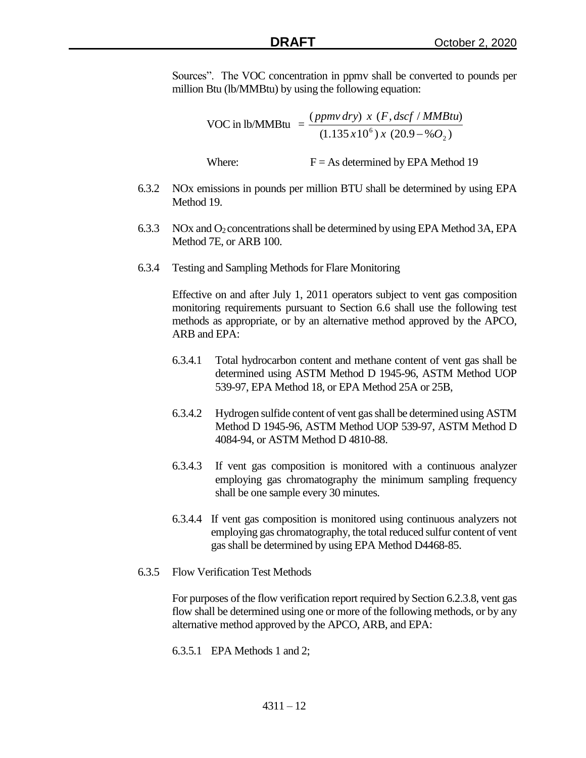Sources". The VOC concentration in ppmv shall be converted to pounds per million Btu (lb/MMBtu) by using the following equation:

$$\text{VOC in lb/MMBtu} = \frac{(ppmv\ dry)\ x\ (F, dscf\ /\ MMBtu)}{(1.135\,x10^{6})\ x\ (20.9 - \%O_2)}$$

Where: $F$ = As determined by EPA Method 19

6.3.2 NOx emissions in pounds per million BTU shall be determined by using EPA Method 19.

6.3.3 NOx and $O_2$ concentrations shall be determined by using EPA Method 3A, EPA Method 7E, or ARB 100.

6.3.4 Testing and Sampling Methods for Flare Monitoring

Effective on and after July 1, 2011 operators subject to vent gas composition monitoring requirements pursuant to Section 6.6 shall use the following test methods as appropriate, or by an alternative method approved by the APCO, ARB and EPA:

6.3.4.1 Total hydrocarbon content and methane content of vent gas shall be determined using ASTM Method D 1945-96, ASTM Method UOP 539-97, EPA Method 18, or EPA Method 25A or 25B,

6.3.4.2 Hydrogen sulfide content of vent gas shall be determined using ASTM Method D 1945-96, ASTM Method UOP 539-97, ASTM Method D 4084-94, or ASTM Method D 4810-88.

6.3.4.3 If vent gas composition is monitored with a continuous analyzer employing gas chromatography the minimum sampling frequency shall be one sample every 30 minutes.

6.3.4.4 If vent gas composition is monitored using continuous analyzers not employing gas chromatography, the total reduced sulfur content of vent gas shall be determined by using EPA Method D4468-85.

6.3.5 Flow Verification Test Methods

For purposes of the flow verification report required by Section 6.2.3.8, vent gas flow shall be determined using one or more of the following methods, or by any alternative method approved by the APCO, ARB, and EPA:

6.3.5.1 EPA Methods 1 and 2;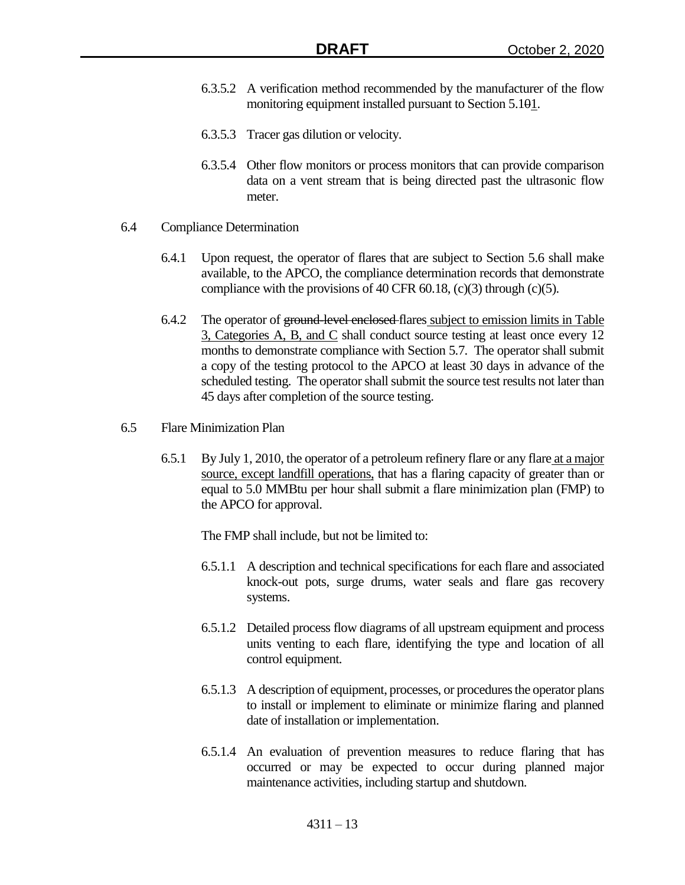6.3.5.2 A verification method recommended by the manufacturer of the flow monitoring equipment installed pursuant to Section 5.1~~0~~1.

6.3.5.3 Tracer gas dilution or velocity.

6.3.5.4 Other flow monitors or process monitors that can provide comparison data on a vent stream that is being directed past the ultrasonic flow meter.

6.4 Compliance Determination

6.4.1 Upon request, the operator of flares that are subject to Section 5.6 shall make available, to the APCO, the compliance determination records that demonstrate compliance with the provisions of 40 CFR 60.18, (c)(3) through (c)(5).

6.4.2 The operator of ~~ground-level enclosed~~ flares <u>subject to emission limits in Table 3, Categories A, B, and C</u> shall conduct source testing at least once every 12 months to demonstrate compliance with Section 5.7. The operator shall submit a copy of the testing protocol to the APCO at least 30 days in advance of the scheduled testing. The operator shall submit the source test results not later than 45 days after completion of the source testing.

6.5 Flare Minimization Plan

6.5.1 By July 1, 2010, the operator of a petroleum refinery flare or any flare <u>at a major source, except landfill operations,</u> that has a flaring capacity of greater than or equal to 5.0 MMBtu per hour shall submit a flare minimization plan (FMP) to the APCO for approval.

The FMP shall include, but not be limited to:

6.5.1.1 A description and technical specifications for each flare and associated knock-out pots, surge drums, water seals and flare gas recovery systems.

6.5.1.2 Detailed process flow diagrams of all upstream equipment and process units venting to each flare, identifying the type and location of all control equipment.

6.5.1.3 A description of equipment, processes, or procedures the operator plans to install or implement to eliminate or minimize flaring and planned date of installation or implementation.

6.5.1.4 An evaluation of prevention measures to reduce flaring that has occurred or may be expected to occur during planned major maintenance activities, including startup and shutdown.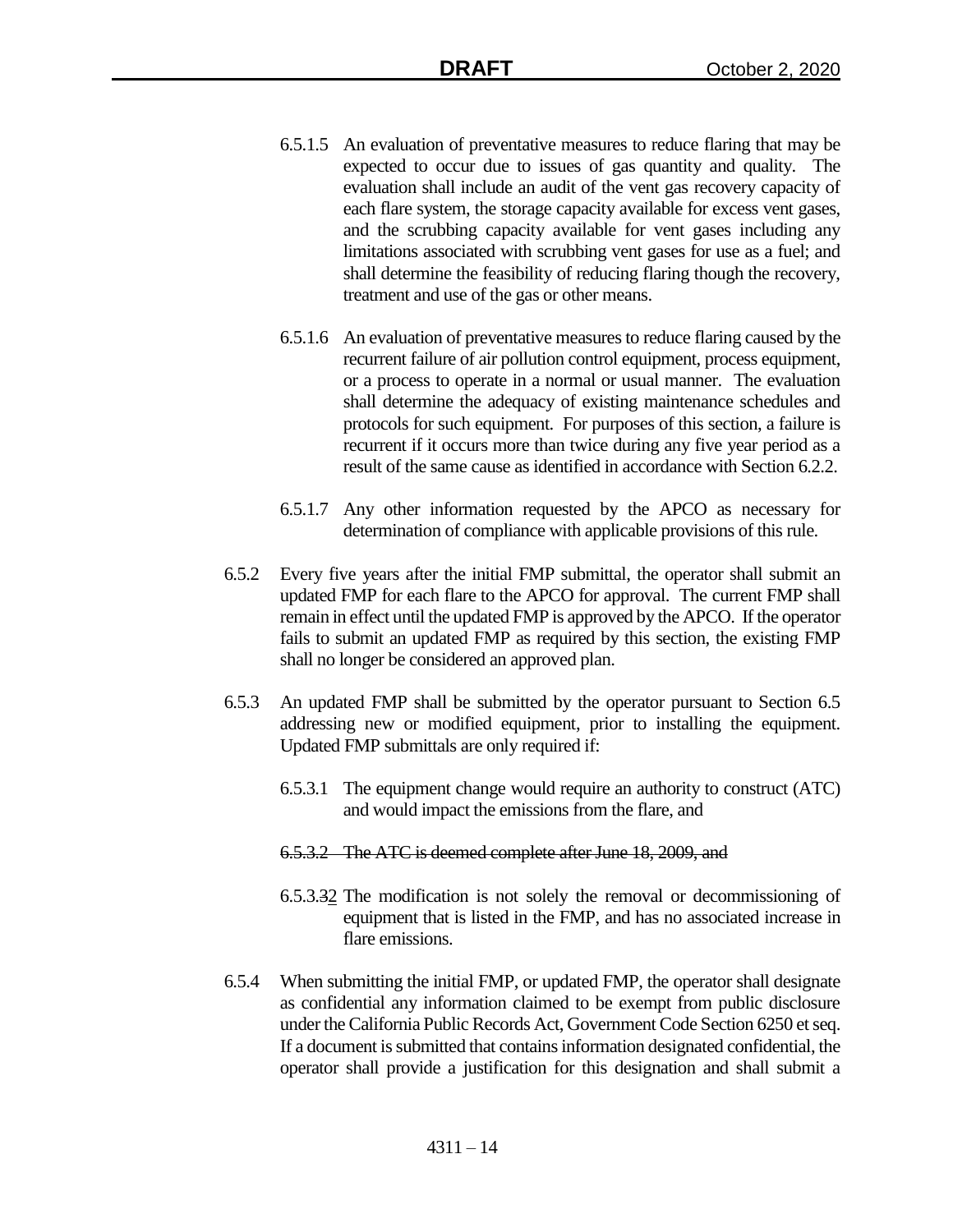6.5.1.5 An evaluation of preventative measures to reduce flaring that may be expected to occur due to issues of gas quantity and quality. The evaluation shall include an audit of the vent gas recovery capacity of each flare system, the storage capacity available for excess vent gases, and the scrubbing capacity available for vent gases including any limitations associated with scrubbing vent gases for use as a fuel; and shall determine the feasibility of reducing flaring though the recovery, treatment and use of the gas or other means.

6.5.1.6 An evaluation of preventative measures to reduce flaring caused by the recurrent failure of air pollution control equipment, process equipment, or a process to operate in a normal or usual manner. The evaluation shall determine the adequacy of existing maintenance schedules and protocols for such equipment. For purposes of this section, a failure is recurrent if it occurs more than twice during any five year period as a result of the same cause as identified in accordance with Section 6.2.2.

6.5.1.7 Any other information requested by the APCO as necessary for determination of compliance with applicable provisions of this rule.

6.5.2 Every five years after the initial FMP submittal, the operator shall submit an updated FMP for each flare to the APCO for approval. The current FMP shall remain in effect until the updated FMP is approved by the APCO. If the operator fails to submit an updated FMP as required by this section, the existing FMP shall no longer be considered an approved plan.

6.5.3 An updated FMP shall be submitted by the operator pursuant to Section 6.5 addressing new or modified equipment, prior to installing the equipment. Updated FMP submittals are only required if:

6.5.3.1 The equipment change would require an authority to construct (ATC) and would impact the emissions from the flare, and

~~6.5.3.2 The ATC is deemed complete after June 18, 2009, and~~

6.5.3.~~3~~2 The modification is not solely the removal or decommissioning of equipment that is listed in the FMP, and has no associated increase in flare emissions.

6.5.4 When submitting the initial FMP, or updated FMP, the operator shall designate as confidential any information claimed to be exempt from public disclosure under the California Public Records Act, Government Code Section 6250 et seq. If a document is submitted that contains information designated confidential, the operator shall provide a justification for this designation and shall submit a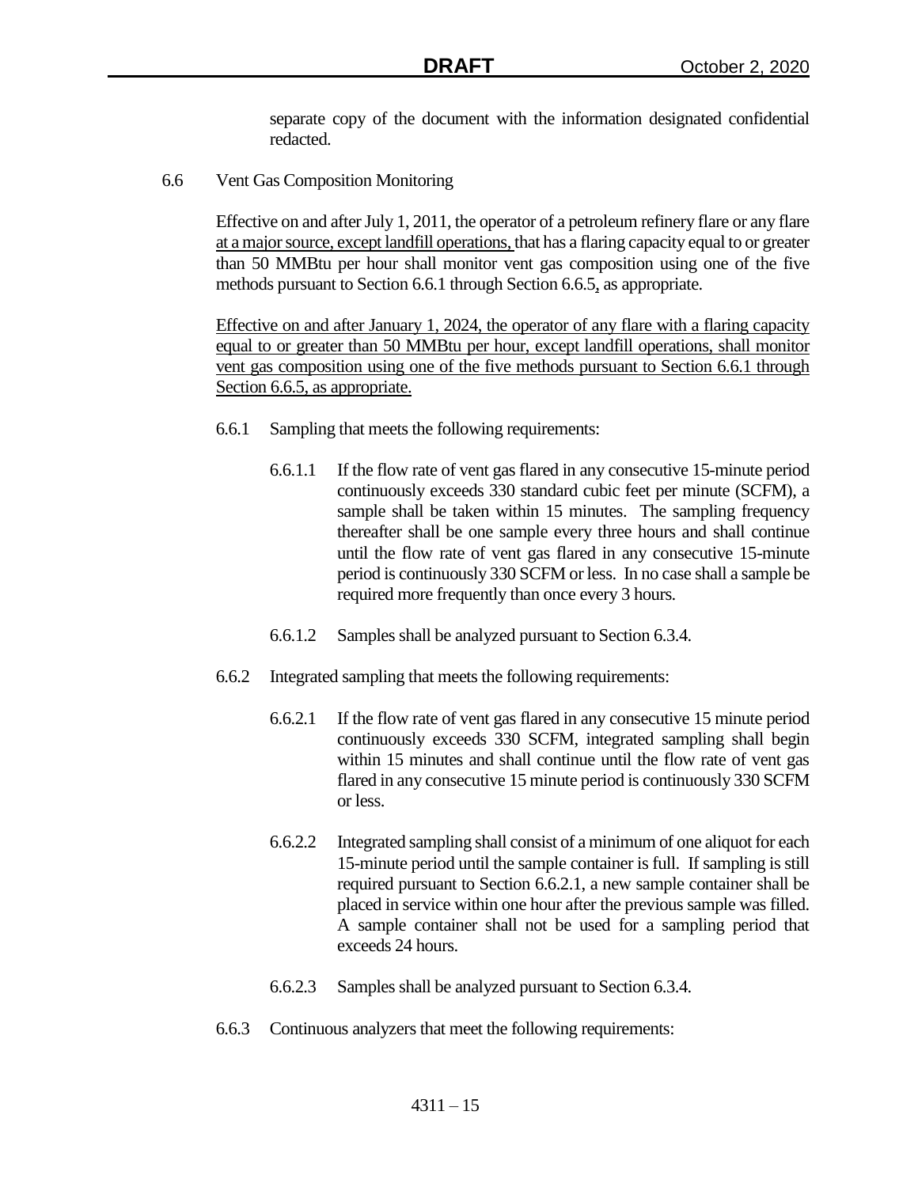separate copy of the document with the information designated confidential redacted.

6.6 Vent Gas Composition Monitoring

Effective on and after July 1, 2011, the operator of a petroleum refinery flare or any flare at a major source, except landfill operations, that has a flaring capacity equal to or greater than 50 MMBtu per hour shall monitor vent gas composition using one of the five methods pursuant to Section 6.6.1 through Section 6.6.5, as appropriate.

Effective on and after January 1, 2024, the operator of any flare with a flaring capacity equal to or greater than 50 MMBtu per hour, except landfill operations, shall monitor vent gas composition using one of the five methods pursuant to Section 6.6.1 through Section 6.6.5, as appropriate.

6.6.1 Sampling that meets the following requirements:

6.6.1.1 If the flow rate of vent gas flared in any consecutive 15-minute period continuously exceeds 330 standard cubic feet per minute (SCFM), a sample shall be taken within 15 minutes. The sampling frequency thereafter shall be one sample every three hours and shall continue until the flow rate of vent gas flared in any consecutive 15-minute period is continuously 330 SCFM or less. In no case shall a sample be required more frequently than once every 3 hours.

6.6.1.2 Samples shall be analyzed pursuant to Section 6.3.4.

6.6.2 Integrated sampling that meets the following requirements:

6.6.2.1 If the flow rate of vent gas flared in any consecutive 15 minute period continuously exceeds 330 SCFM, integrated sampling shall begin within 15 minutes and shall continue until the flow rate of vent gas flared in any consecutive 15 minute period is continuously 330 SCFM or less.

6.6.2.2 Integrated sampling shall consist of a minimum of one aliquot for each 15-minute period until the sample container is full. If sampling is still required pursuant to Section 6.6.2.1, a new sample container shall be placed in service within one hour after the previous sample was filled. A sample container shall not be used for a sampling period that exceeds 24 hours.

6.6.2.3 Samples shall be analyzed pursuant to Section 6.3.4.

6.6.3 Continuous analyzers that meet the following requirements: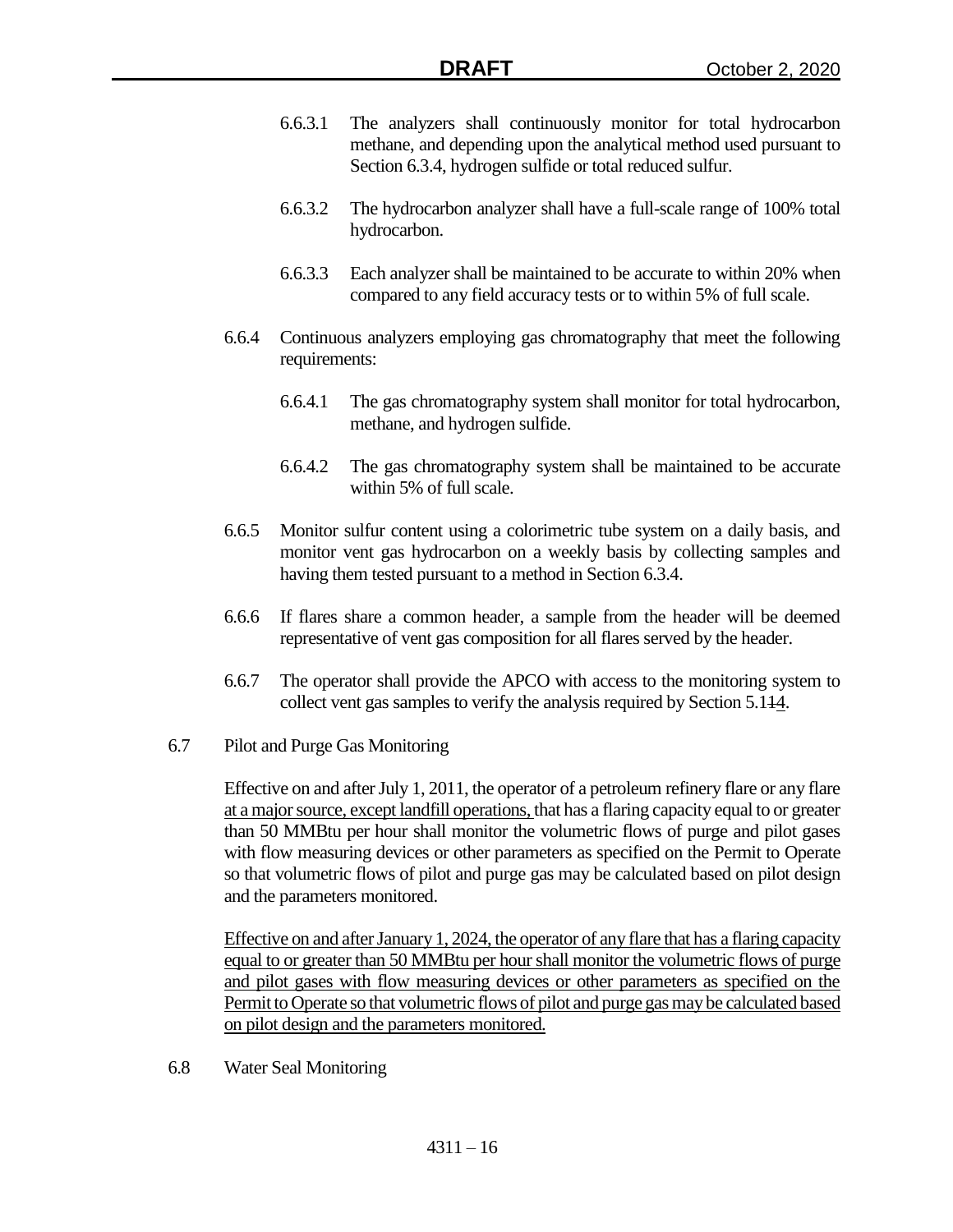6.6.3.1 The analyzers shall continuously monitor for total hydrocarbon methane, and depending upon the analytical method used pursuant to Section 6.3.4, hydrogen sulfide or total reduced sulfur.

6.6.3.2 The hydrocarbon analyzer shall have a full-scale range of 100% total hydrocarbon.

6.6.3.3 Each analyzer shall be maintained to be accurate to within 20% when compared to any field accuracy tests or to within 5% of full scale.

6.6.4 Continuous analyzers employing gas chromatography that meet the following requirements:

6.6.4.1 The gas chromatography system shall monitor for total hydrocarbon, methane, and hydrogen sulfide.

6.6.4.2 The gas chromatography system shall be maintained to be accurate within 5% of full scale.

6.6.5 Monitor sulfur content using a colorimetric tube system on a daily basis, and monitor vent gas hydrocarbon on a weekly basis by collecting samples and having them tested pursuant to a method in Section 6.3.4.

6.6.6 If flares share a common header, a sample from the header will be deemed representative of vent gas composition for all flares served by the header.

6.6.7 The operator shall provide the APCO with access to the monitoring system to collect vent gas samples to verify the analysis required by Section 5.1~~1~~4.

6.7 Pilot and Purge Gas Monitoring

Effective on and after July 1, 2011, the operator of a petroleum refinery flare or any flare at a major source, except landfill operations, that has a flaring capacity equal to or greater than 50 MMBtu per hour shall monitor the volumetric flows of purge and pilot gases with flow measuring devices or other parameters as specified on the Permit to Operate so that volumetric flows of pilot and purge gas may be calculated based on pilot design and the parameters monitored.

Effective on and after January 1, 2024, the operator of any flare that has a flaring capacity equal to or greater than 50 MMBtu per hour shall monitor the volumetric flows of purge and pilot gases with flow measuring devices or other parameters as specified on the Permit to Operate so that volumetric flows of pilot and purge gas may be calculated based on pilot design and the parameters monitored.

6.8 Water Seal Monitoring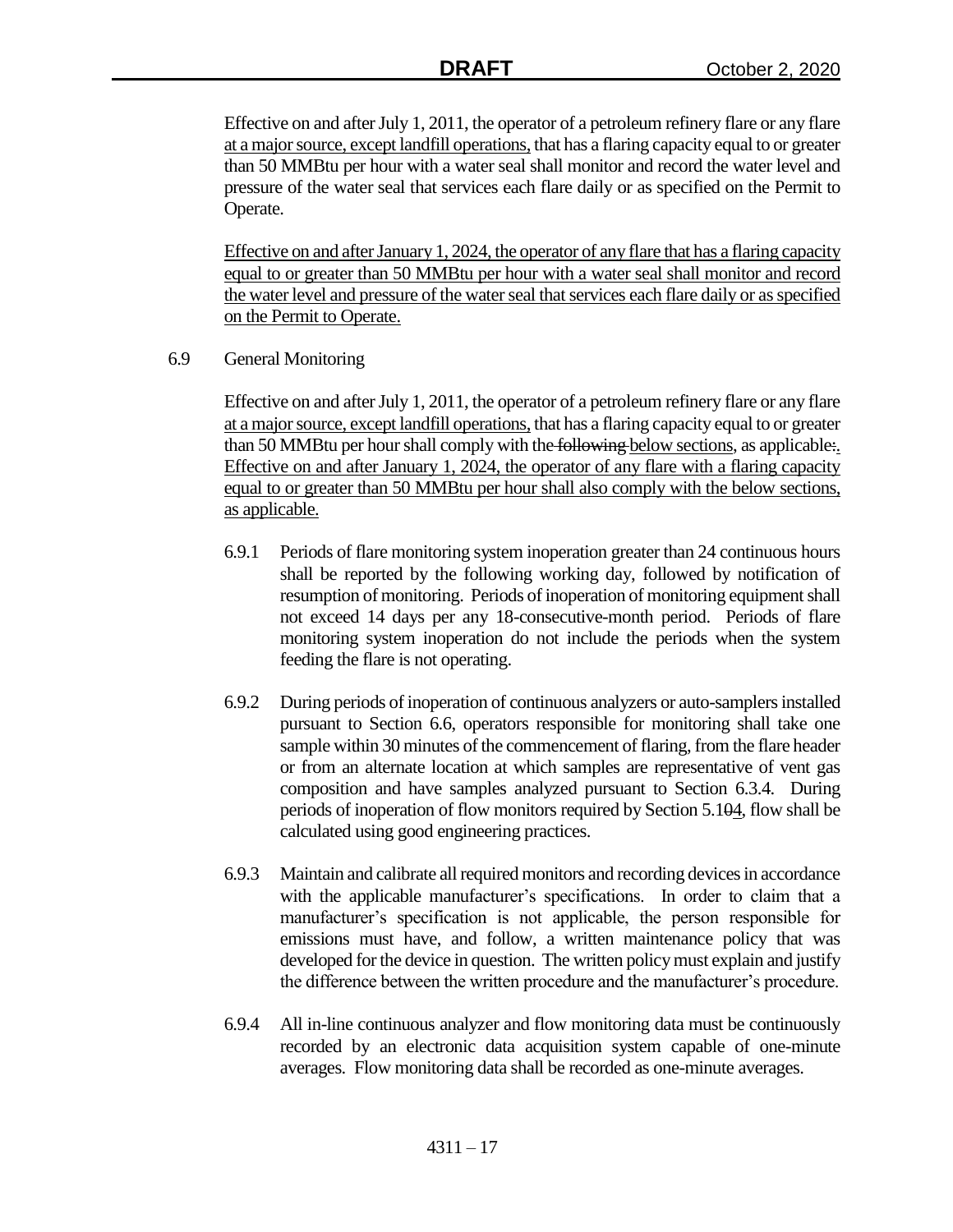Effective on and after July 1, 2011, the operator of a petroleum refinery flare or any flare at a major source, except landfill operations, that has a flaring capacity equal to or greater than 50 MMBtu per hour with a water seal shall monitor and record the water level and pressure of the water seal that services each flare daily or as specified on the Permit to Operate.

Effective on and after January 1, 2024, the operator of any flare that has a flaring capacity equal to or greater than 50 MMBtu per hour with a water seal shall monitor and record the water level and pressure of the water seal that services each flare daily or as specified on the Permit to Operate.

6.9 General Monitoring

Effective on and after July 1, 2011, the operator of a petroleum refinery flare or any flare at a major source, except landfill operations, that has a flaring capacity equal to or greater than 50 MMBtu per hour shall comply with the ~~following~~ below sections, as applicable~~:~~. Effective on and after January 1, 2024, the operator of any flare with a flaring capacity equal to or greater than 50 MMBtu per hour shall also comply with the below sections, as applicable.

6.9.1 Periods of flare monitoring system inoperation greater than 24 continuous hours shall be reported by the following working day, followed by notification of resumption of monitoring. Periods of inoperation of monitoring equipment shall not exceed 14 days per any 18-consecutive-month period. Periods of flare monitoring system inoperation do not include the periods when the system feeding the flare is not operating.

6.9.2 During periods of inoperation of continuous analyzers or auto-samplers installed pursuant to Section 6.6, operators responsible for monitoring shall take one sample within 30 minutes of the commencement of flaring, from the flare header or from an alternate location at which samples are representative of vent gas composition and have samples analyzed pursuant to Section 6.3.4. During periods of inoperation of flow monitors required by Section 5.1~~0~~4, flow shall be calculated using good engineering practices.

6.9.3 Maintain and calibrate all required monitors and recording devices in accordance with the applicable manufacturer's specifications. In order to claim that a manufacturer's specification is not applicable, the person responsible for emissions must have, and follow, a written maintenance policy that was developed for the device in question. The written policy must explain and justify the difference between the written procedure and the manufacturer's procedure.

6.9.4 All in-line continuous analyzer and flow monitoring data must be continuously recorded by an electronic data acquisition system capable of one-minute averages. Flow monitoring data shall be recorded as one-minute averages.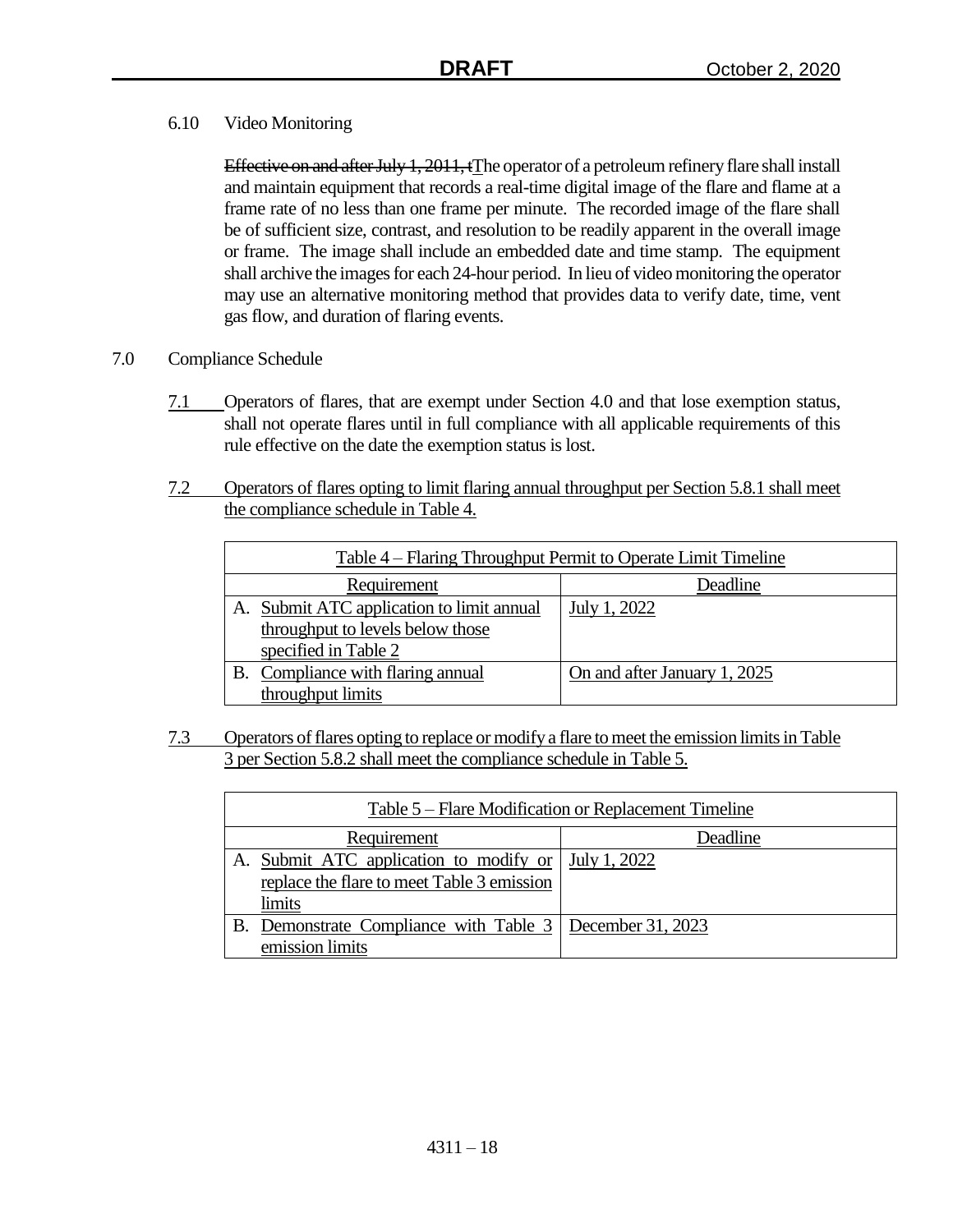6.10 Video Monitoring

~~Effective on and after July 1, 2011, t~~The operator of a petroleum refinery flare shall install and maintain equipment that records a real-time digital image of the flare and flame at a frame rate of no less than one frame per minute. The recorded image of the flare shall be of sufficient size, contrast, and resolution to be readily apparent in the overall image or frame. The image shall include an embedded date and time stamp. The equipment shall archive the images for each 24-hour period. In lieu of video monitoring the operator may use an alternative monitoring method that provides data to verify date, time, vent gas flow, and duration of flaring events.

## 7.0 Compliance Schedule

7.1 Operators of flares, that are exempt under Section 4.0 and that lose exemption status, shall not operate flares until in full compliance with all applicable requirements of this rule effective on the date the exemption status is lost.

7.2 Operators of flares opting to limit flaring annual throughput per Section 5.8.1 shall meet the compliance schedule in Table 4.

Table 4 – Flaring Throughput Permit to Operate Limit Timeline

| Requirement | Deadline |
|---|---|
| A. Submit ATC application to limit annual throughput to levels below those specified in Table 2 | July 1, 2022 |
| B. Compliance with flaring annual throughput limits | On and after January 1, 2025 |

7.3 Operators of flares opting to replace or modify a flare to meet the emission limits in Table 3 per Section 5.8.2 shall meet the compliance schedule in Table 5.

Table 5 – Flare Modification or Replacement Timeline

| Requirement | Deadline |
|---|---|
| A. Submit ATC application to modify or replace the flare to meet Table 3 emission limits | July 1, 2022 |
| B. Demonstrate Compliance with Table 3 emission limits | December 31, 2023 |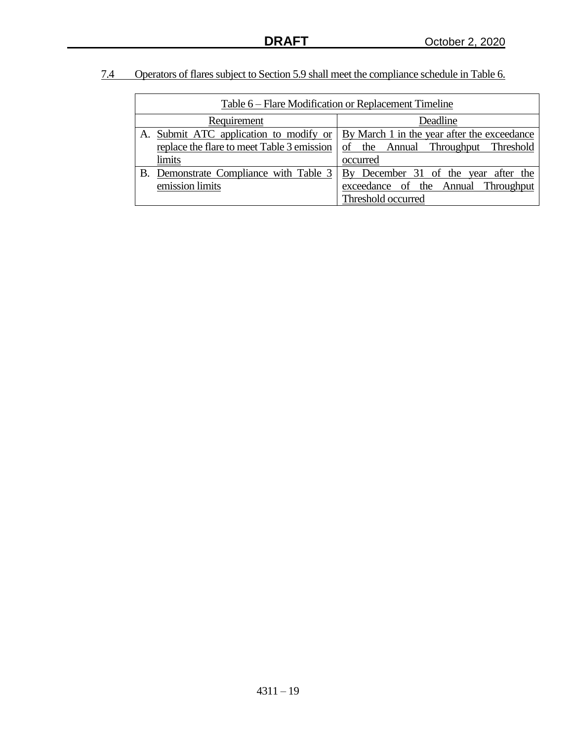7.4 Operators of flares subject to Section 5.9 shall meet the compliance schedule in Table 6.

| Table 6 – Flare Modification or Replacement Timeline | |
|---|---|
| Requirement | Deadline |
| A. Submit ATC application to modify or replace the flare to meet Table 3 emission limits | By March 1 in the year after the exceedance of the Annual Throughput Threshold occurred |
| B. Demonstrate Compliance with Table 3 emission limits | By December 31 of the year after the exceedance of the Annual Throughput Threshold occurred |